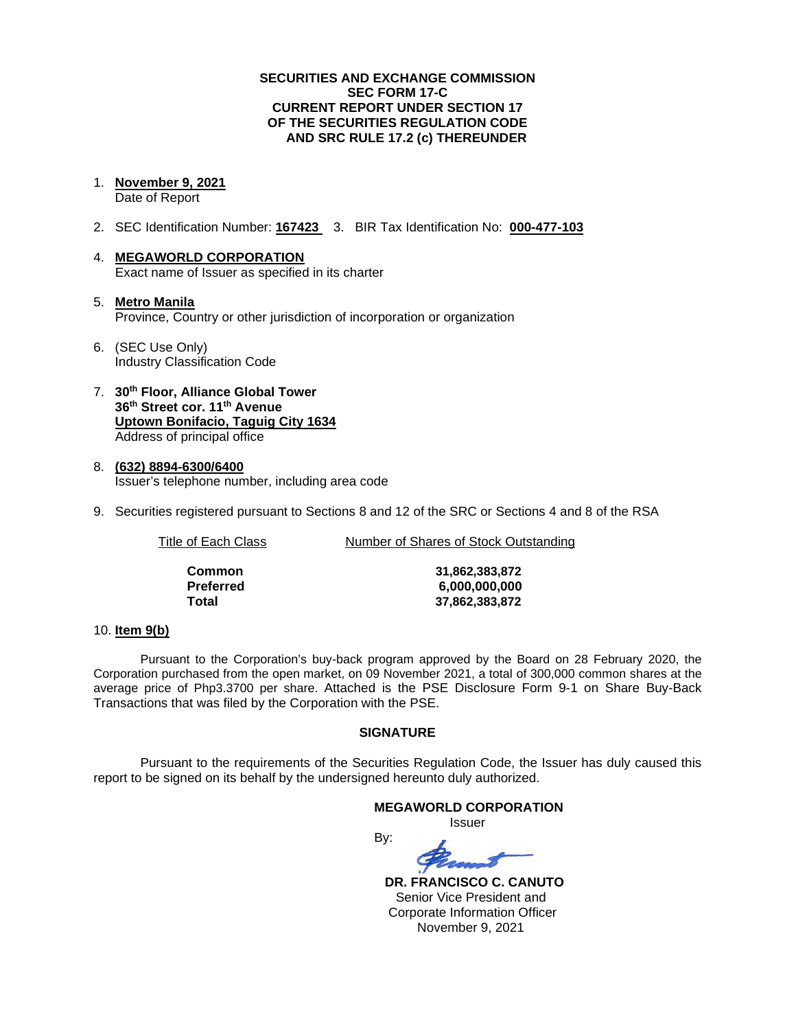**SECURITIES AND EXCHANGE COMMISSION**
**SEC FORM 17-C**
**CURRENT REPORT UNDER SECTION 17**
**OF THE SECURITIES REGULATION CODE**
**AND SRC RULE 17.2 (c) THEREUNDER**

1. **November 9, 2021**
   Date of Report

2. SEC Identification Number: **167423** 3. BIR Tax Identification No: **000-477-103**

4. **MEGAWORLD CORPORATION**
   Exact name of Issuer as specified in its charter

5. **Metro Manila**
   Province, Country or other jurisdiction of incorporation or organization

6. (SEC Use Only)
   Industry Classification Code

7. **30th Floor, Alliance Global Tower**
   **36th Street cor. 11th Avenue**
   **Uptown Bonifacio, Taguig City 1634**
   Address of principal office

8. **(632) 8894-6300/6400**
   Issuer's telephone number, including area code

9. Securities registered pursuant to Sections 8 and 12 of the SRC or Sections 4 and 8 of the RSA

| Title of Each Class | Number of Shares of Stock Outstanding |
|---|---|
| **Common** | **31,862,383,872** |
| **Preferred** | **6,000,000,000** |
| **Total** | **37,862,383,872** |

10. **Item 9(b)**

Pursuant to the Corporation's buy-back program approved by the Board on 28 February 2020, the Corporation purchased from the open market, on 09 November 2021, a total of 300,000 common shares at the average price of Php3.3700 per share. Attached is the PSE Disclosure Form 9-1 on Share Buy-Back Transactions that was filed by the Corporation with the PSE.

**SIGNATURE**

Pursuant to the requirements of the Securities Regulation Code, the Issuer has duly caused this report to be signed on its behalf by the undersigned hereunto duly authorized.

**MEGAWORLD CORPORATION**
Issuer

By:

**DR. FRANCISCO C. CANUTO**
Senior Vice President and
Corporate Information Officer
November 9, 2021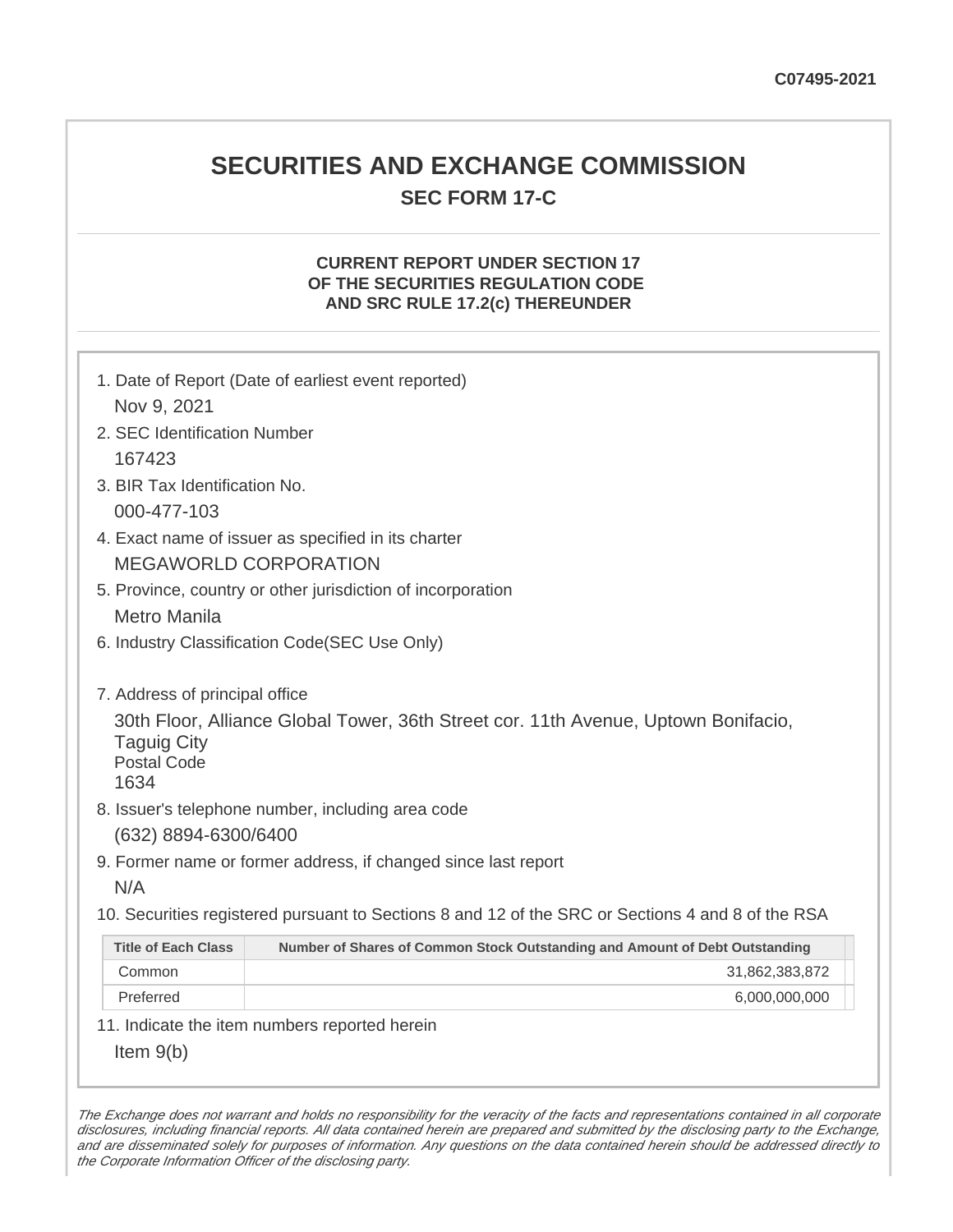C07495-2021

# SECURITIES AND EXCHANGE COMMISSION

## SEC FORM 17-C

### CURRENT REPORT UNDER SECTION 17 OF THE SECURITIES REGULATION CODE AND SRC RULE 17.2(c) THEREUNDER

1. Date of Report (Date of earliest event reported)

   Nov 9, 2021

2. SEC Identification Number

   167423

3. BIR Tax Identification No.

   000-477-103

4. Exact name of issuer as specified in its charter

   MEGAWORLD CORPORATION

5. Province, country or other jurisdiction of incorporation

   Metro Manila

6. Industry Classification Code(SEC Use Only)

7. Address of principal office

   30th Floor, Alliance Global Tower, 36th Street cor. 11th Avenue, Uptown Bonifacio, Taguig City
   Postal Code
   1634

8. Issuer's telephone number, including area code

   (632) 8894-6300/6400

9. Former name or former address, if changed since last report

   N/A

10. Securities registered pursuant to Sections 8 and 12 of the SRC or Sections 4 and 8 of the RSA

| Title of Each Class | Number of Shares of Common Stock Outstanding and Amount of Debt Outstanding |
|---|---|
| Common | 31,862,383,872 |
| Preferred | 6,000,000,000 |

11. Indicate the item numbers reported herein

   Item 9(b)

*The Exchange does not warrant and holds no responsibility for the veracity of the facts and representations contained in all corporate disclosures, including financial reports. All data contained herein are prepared and submitted by the disclosing party to the Exchange, and are disseminated solely for purposes of information. Any questions on the data contained herein should be addressed directly to the Corporate Information Officer of the disclosing party.*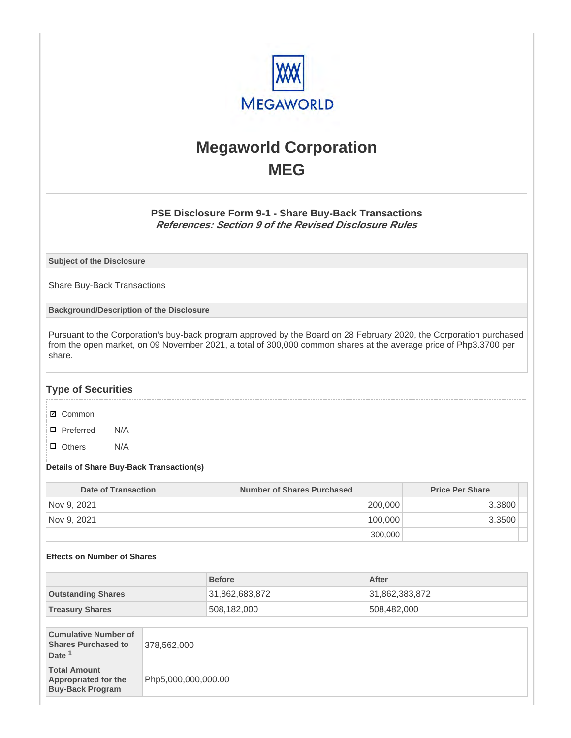# Megaworld Corporation
# MEG

### PSE Disclosure Form 9-1 - Share Buy-Back Transactions
***References: Section 9 of the Revised Disclosure Rules***

| Subject of the Disclosure |
| --- |
| Share Buy-Back Transactions |

| Background/Description of the Disclosure |
| --- |
| Pursuant to the Corporation's buy-back program approved by the Board on 28 February 2020, the Corporation purchased from the open market, on 09 November 2021, a total of 300,000 common shares at the average price of Php3.3700 per share. |

## Type of Securities

- ☑ Common
- ☐ Preferred N/A
- ☐ Others N/A

**Details of Share Buy-Back Transaction(s)**

| Date of Transaction | Number of Shares Purchased | Price Per Share |
| --- | --- | --- |
| Nov 9, 2021 | 200,000 | 3.3800 |
| Nov 9, 2021 | 100,000 | 3.3500 |
| | 300,000 | |

**Effects on Number of Shares**

| | Before | After |
| --- | --- | --- |
| Outstanding Shares | 31,862,683,872 | 31,862,383,872 |
| Treasury Shares | 508,182,000 | 508,482,000 |

| | |
| --- | --- |
| **Cumulative Number of Shares Purchased to Date** [1] | 378,562,000 |
| **Total Amount Appropriated for the Buy-Back Program** | Php5,000,000,000.00 |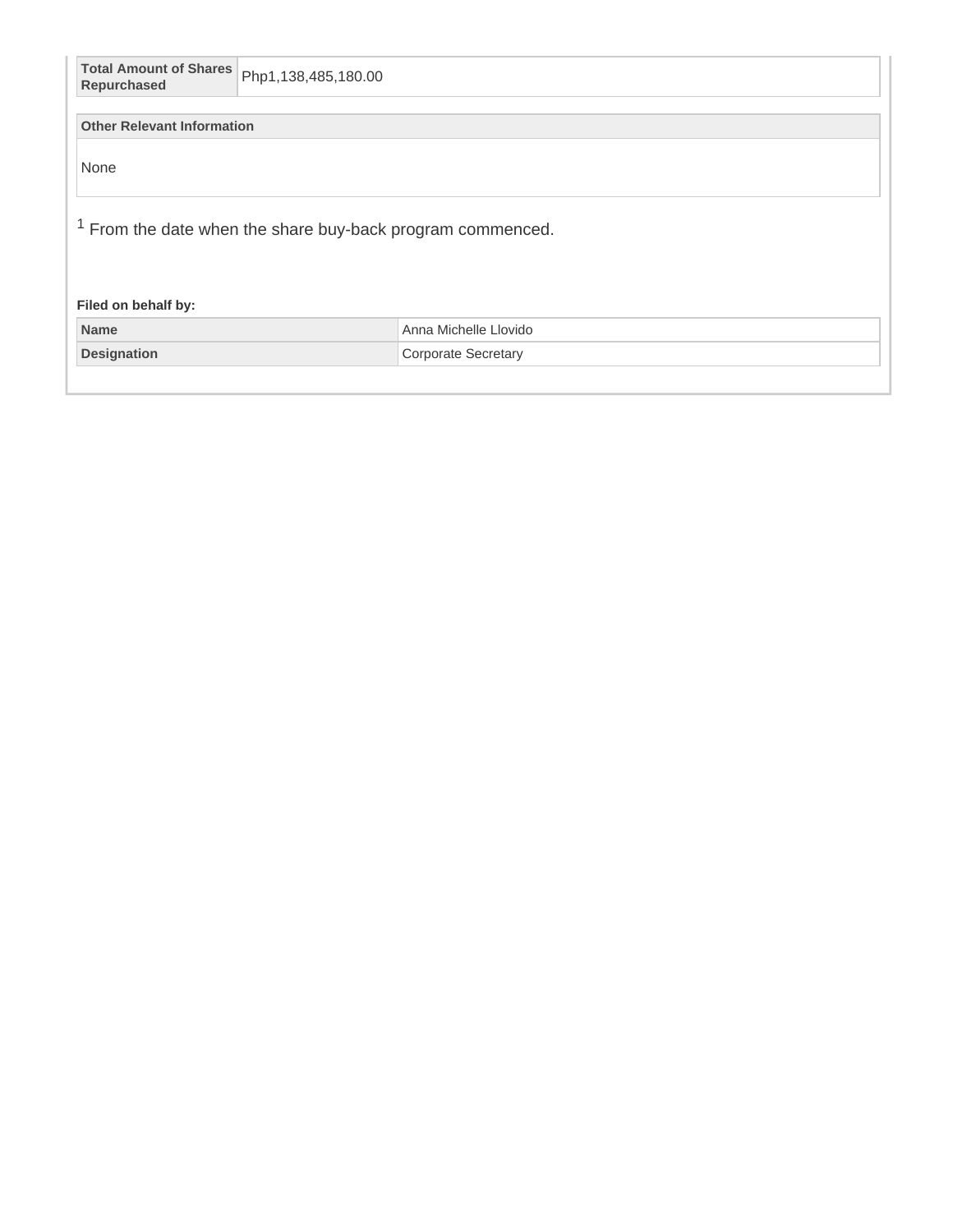| | |
|---|---|
| **Total Amount of Shares Repurchased** | Php1,138,485,180.00 |

| **Other Relevant Information** |
|---|
| None |

[1] From the date when the share buy-back program commenced.

**Filed on behalf by:**

| | |
|---|---|
| **Name** | Anna Michelle Llovido |
| **Designation** | Corporate Secretary |